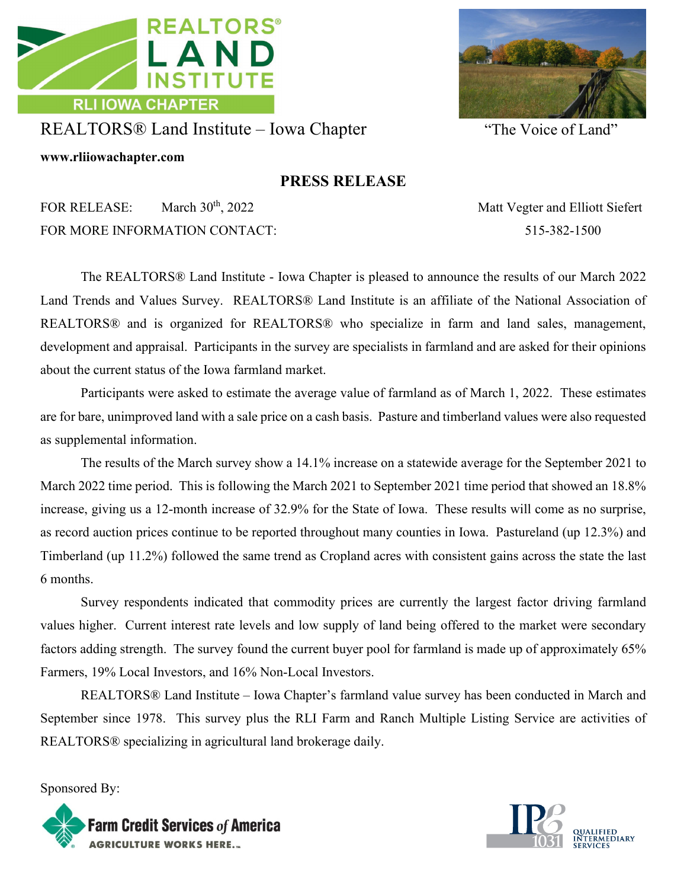REALTORS® LAND INSTITUTE

RLI IOWA CHAPTER

REALTORS® Land Institute – Iowa Chapter

"The Voice of Land"

**www.rliiowachapter.com**

## PRESS RELEASE

FOR RELEASE: March 30th, 2022

FOR MORE INFORMATION CONTACT: Matt Vegter and Elliott Siefert, 515-382-1500

The REALTORS® Land Institute - Iowa Chapter is pleased to announce the results of our March 2022 Land Trends and Values Survey. REALTORS® Land Institute is an affiliate of the National Association of REALTORS® and is organized for REALTORS® who specialize in farm and land sales, management, development and appraisal. Participants in the survey are specialists in farmland and are asked for their opinions about the current status of the Iowa farmland market.

Participants were asked to estimate the average value of farmland as of March 1, 2022. These estimates are for bare, unimproved land with a sale price on a cash basis. Pasture and timberland values were also requested as supplemental information.

The results of the March survey show a 14.1% increase on a statewide average for the September 2021 to March 2022 time period. This is following the March 2021 to September 2021 time period that showed an 18.8% increase, giving us a 12-month increase of 32.9% for the State of Iowa. These results will come as no surprise, as record auction prices continue to be reported throughout many counties in Iowa. Pastureland (up 12.3%) and Timberland (up 11.2%) followed the same trend as Cropland acres with consistent gains across the state the last 6 months.

Survey respondents indicated that commodity prices are currently the largest factor driving farmland values higher. Current interest rate levels and low supply of land being offered to the market were secondary factors adding strength. The survey found the current buyer pool for farmland is made up of approximately 65% Farmers, 19% Local Investors, and 16% Non-Local Investors.

REALTORS® Land Institute – Iowa Chapter's farmland value survey has been conducted in March and September since 1978. This survey plus the RLI Farm and Ranch Multiple Listing Service are activities of REALTORS® specializing in agricultural land brokerage daily.

Sponsored By:

Farm Credit Services *of* America — AGRICULTURE WORKS HERE.

IPE 1031 — QUALIFIED INTERMEDIARY SERVICES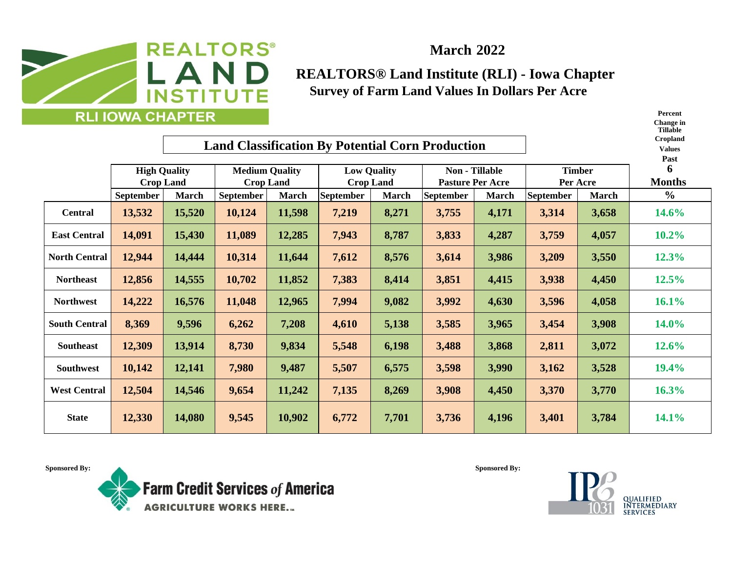**REALTORS® LAND INSTITUTE**
**RLI IOWA CHAPTER**

# March 2022

## REALTORS® Land Institute (RLI) - Iowa Chapter

### Survey of Farm Land Values In Dollars Per Acre

| | Land Classification By Potential Corn Production | | | | | | | | | | Percent Change in Tillable Cropland Values Past 6 Months |
|---|---|---|---|---|---|---|---|---|---|---|---|
| | High Quality Crop Land | | Medium Quality Crop Land | | Low Quality Crop Land | | Non - Tillable Pasture Per Acre | | Timber Per Acre | | |
| | September | March | September | March | September | March | September | March | September | March | % |
| **Central** | 13,532 | 15,520 | 10,124 | 11,598 | 7,219 | 8,271 | 3,755 | 4,171 | 3,314 | 3,658 | 14.6% |
| **East Central** | 14,091 | 15,430 | 11,089 | 12,285 | 7,943 | 8,787 | 3,833 | 4,287 | 3,759 | 4,057 | 10.2% |
| **North Central** | 12,944 | 14,444 | 10,314 | 11,644 | 7,612 | 8,576 | 3,614 | 3,986 | 3,209 | 3,550 | 12.3% |
| **Northeast** | 12,856 | 14,555 | 10,702 | 11,852 | 7,383 | 8,414 | 3,851 | 4,415 | 3,938 | 4,450 | 12.5% |
| **Northwest** | 14,222 | 16,576 | 11,048 | 12,965 | 7,994 | 9,082 | 3,992 | 4,630 | 3,596 | 4,058 | 16.1% |
| **South Central** | 8,369 | 9,596 | 6,262 | 7,208 | 4,610 | 5,138 | 3,585 | 3,965 | 3,454 | 3,908 | 14.0% |
| **Southeast** | 12,309 | 13,914 | 8,730 | 9,834 | 5,548 | 6,198 | 3,488 | 3,868 | 2,811 | 3,072 | 12.6% |
| **Southwest** | 10,142 | 12,141 | 7,980 | 9,487 | 5,507 | 6,575 | 3,598 | 3,990 | 3,162 | 3,528 | 19.4% |
| **West Central** | 12,504 | 14,546 | 9,654 | 11,242 | 7,135 | 8,269 | 3,908 | 4,450 | 3,370 | 3,770 | 16.3% |
| **State** | 12,330 | 14,080 | 9,545 | 10,902 | 6,772 | 7,701 | 3,736 | 4,196 | 3,401 | 3,784 | 14.1% |

**Sponsored By:** Farm Credit Services *of* America — AGRICULTURE WORKS HERE.™

**Sponsored By:** IPE 1031 QUALIFIED INTERMEDIARY SERVICES